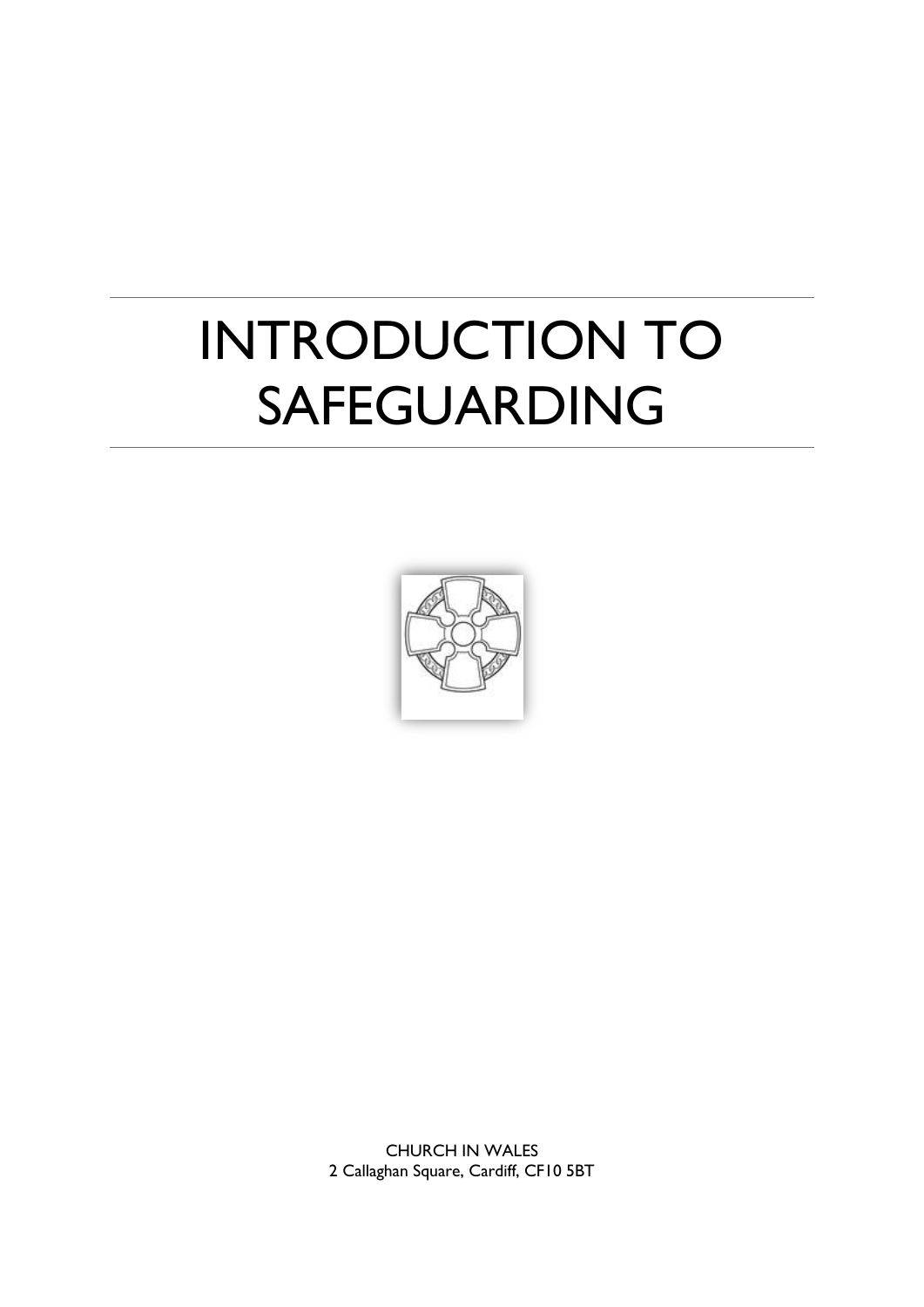# INTRODUCTION TO SAFEGUARDING

CHURCH IN WALES
2 Callaghan Square, Cardiff, CF10 5BT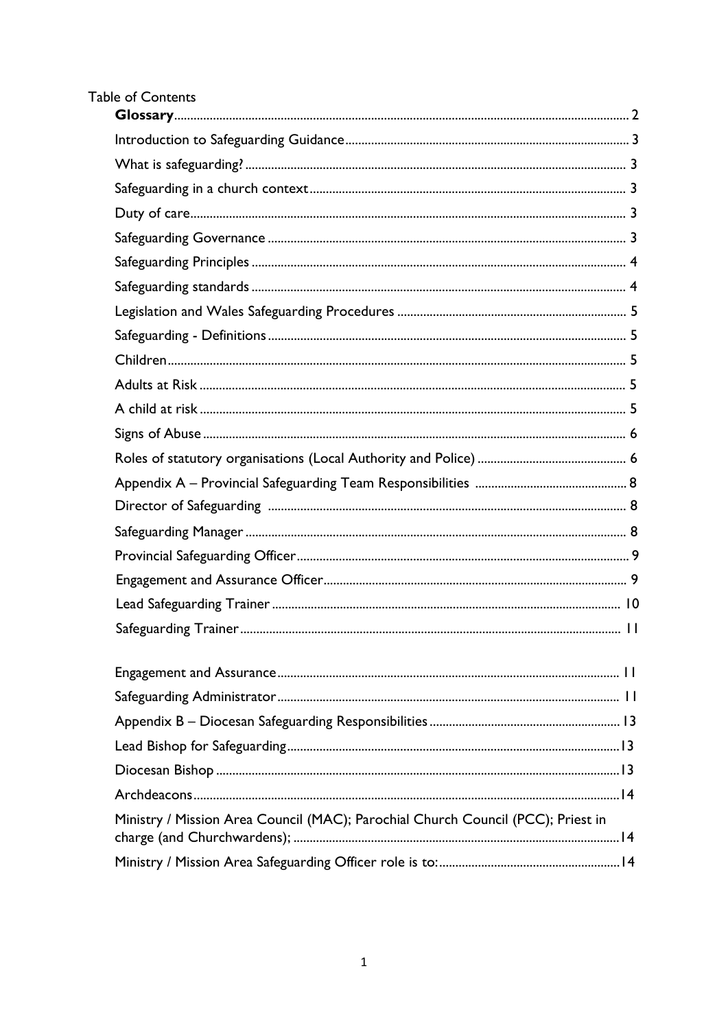Table of Contents

**Glossary** .......... 2

Introduction to Safeguarding Guidance .......... 3

What is safeguarding? .......... 3

Safeguarding in a church context .......... 3

Duty of care .......... 3

Safeguarding Governance .......... 3

Safeguarding Principles .......... 4

Safeguarding standards .......... 4

Legislation and Wales Safeguarding Procedures .......... 5

Safeguarding - Definitions .......... 5

Children .......... 5

Adults at Risk .......... 5

A child at risk .......... 5

Signs of Abuse .......... 6

Roles of statutory organisations (Local Authority and Police) .......... 6

Appendix A – Provincial Safeguarding Team Responsibilities .......... 8

Director of Safeguarding .......... 8

Safeguarding Manager .......... 8

Provincial Safeguarding Officer .......... 9

Engagement and Assurance Officer .......... 9

Lead Safeguarding Trainer .......... 10

Safeguarding Trainer .......... 11

Engagement and Assurance .......... 11

Safeguarding Administrator .......... 11

Appendix B – Diocesan Safeguarding Responsibilities .......... 13

Lead Bishop for Safeguarding .......... 13

Diocesan Bishop .......... 13

Archdeacons .......... 14

Ministry / Mission Area Council (MAC); Parochial Church Council (PCC); Priest in charge (and Churchwardens); .......... 14

Ministry / Mission Area Safeguarding Officer role is to: .......... 14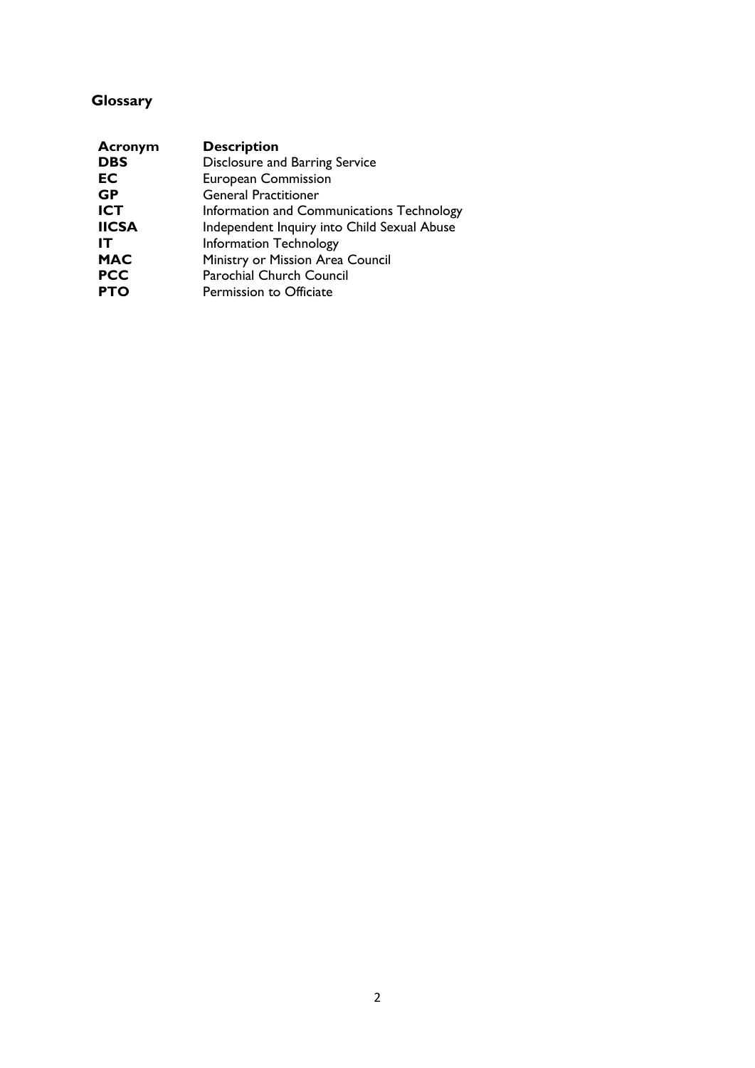## Glossary

| Acronym | Description |
| --- | --- |
| **DBS** | Disclosure and Barring Service |
| **EC** | European Commission |
| **GP** | General Practitioner |
| **ICT** | Information and Communications Technology |
| **IICSA** | Independent Inquiry into Child Sexual Abuse |
| **IT** | Information Technology |
| **MAC** | Ministry or Mission Area Council |
| **PCC** | Parochial Church Council |
| **PTO** | Permission to Officiate |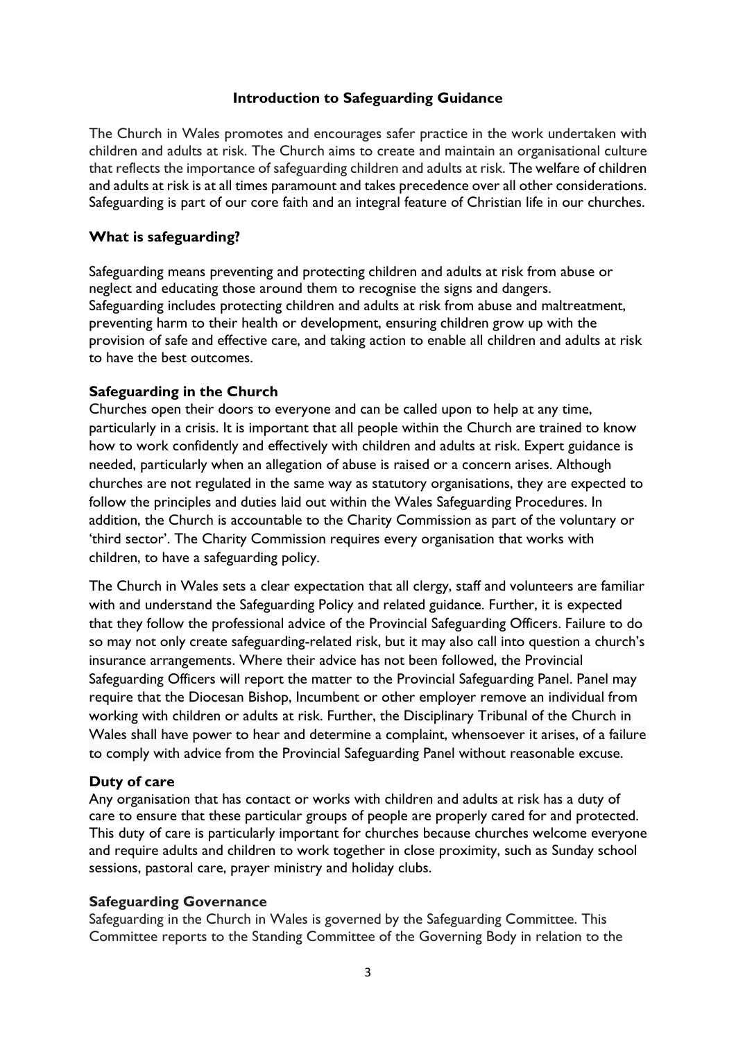## Introduction to Safeguarding Guidance

The Church in Wales promotes and encourages safer practice in the work undertaken with children and adults at risk. The Church aims to create and maintain an organisational culture that reflects the importance of safeguarding children and adults at risk. The welfare of children and adults at risk is at all times paramount and takes precedence over all other considerations. Safeguarding is part of our core faith and an integral feature of Christian life in our churches.

### What is safeguarding?

Safeguarding means preventing and protecting children and adults at risk from abuse or neglect and educating those around them to recognise the signs and dangers. Safeguarding includes protecting children and adults at risk from abuse and maltreatment, preventing harm to their health or development, ensuring children grow up with the provision of safe and effective care, and taking action to enable all children and adults at risk to have the best outcomes.

### Safeguarding in the Church

Churches open their doors to everyone and can be called upon to help at any time, particularly in a crisis. It is important that all people within the Church are trained to know how to work confidently and effectively with children and adults at risk. Expert guidance is needed, particularly when an allegation of abuse is raised or a concern arises. Although churches are not regulated in the same way as statutory organisations, they are expected to follow the principles and duties laid out within the Wales Safeguarding Procedures. In addition, the Church is accountable to the Charity Commission as part of the voluntary or 'third sector'. The Charity Commission requires every organisation that works with children, to have a safeguarding policy.

The Church in Wales sets a clear expectation that all clergy, staff and volunteers are familiar with and understand the Safeguarding Policy and related guidance. Further, it is expected that they follow the professional advice of the Provincial Safeguarding Officers. Failure to do so may not only create safeguarding-related risk, but it may also call into question a church's insurance arrangements. Where their advice has not been followed, the Provincial Safeguarding Officers will report the matter to the Provincial Safeguarding Panel. Panel may require that the Diocesan Bishop, Incumbent or other employer remove an individual from working with children or adults at risk. Further, the Disciplinary Tribunal of the Church in Wales shall have power to hear and determine a complaint, whensoever it arises, of a failure to comply with advice from the Provincial Safeguarding Panel without reasonable excuse.

### Duty of care

Any organisation that has contact or works with children and adults at risk has a duty of care to ensure that these particular groups of people are properly cared for and protected. This duty of care is particularly important for churches because churches welcome everyone and require adults and children to work together in close proximity, such as Sunday school sessions, pastoral care, prayer ministry and holiday clubs.

### Safeguarding Governance

Safeguarding in the Church in Wales is governed by the Safeguarding Committee. This Committee reports to the Standing Committee of the Governing Body in relation to the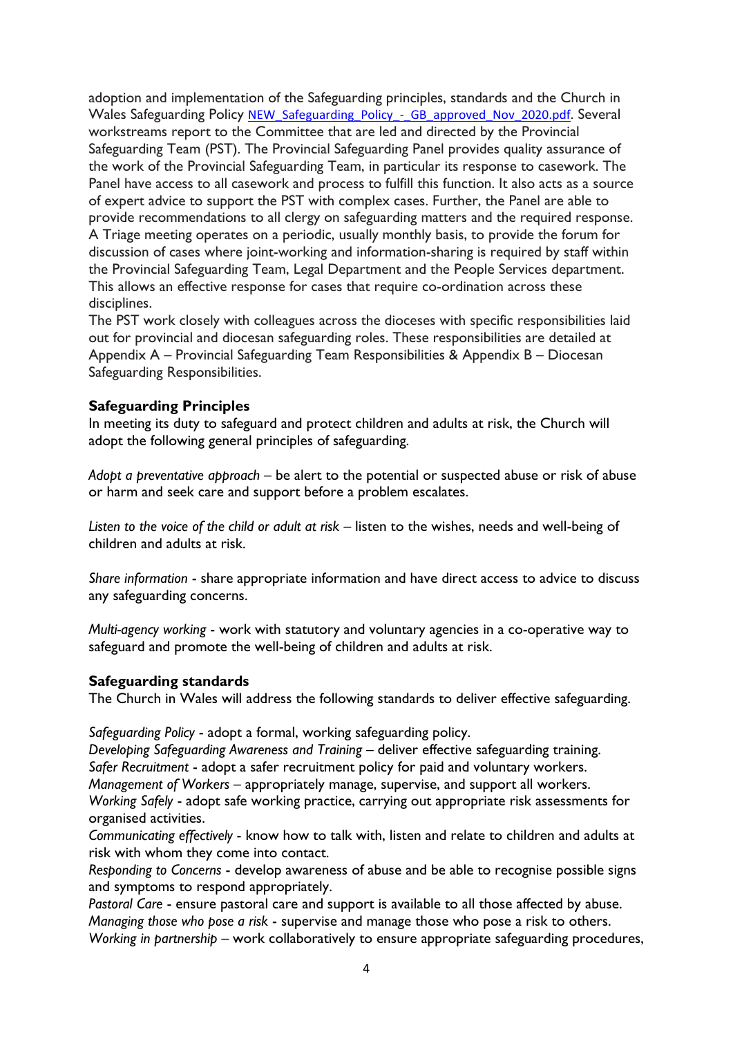adoption and implementation of the Safeguarding principles, standards and the Church in Wales Safeguarding Policy NEW_Safeguarding_Policy_-_GB_approved_Nov_2020.pdf. Several workstreams report to the Committee that are led and directed by the Provincial Safeguarding Team (PST). The Provincial Safeguarding Panel provides quality assurance of the work of the Provincial Safeguarding Team, in particular its response to casework. The Panel have access to all casework and process to fulfill this function. It also acts as a source of expert advice to support the PST with complex cases. Further, the Panel are able to provide recommendations to all clergy on safeguarding matters and the required response. A Triage meeting operates on a periodic, usually monthly basis, to provide the forum for discussion of cases where joint-working and information-sharing is required by staff within the Provincial Safeguarding Team, Legal Department and the People Services department. This allows an effective response for cases that require co-ordination across these disciplines.

The PST work closely with colleagues across the dioceses with specific responsibilities laid out for provincial and diocesan safeguarding roles. These responsibilities are detailed at Appendix A – Provincial Safeguarding Team Responsibilities & Appendix B – Diocesan Safeguarding Responsibilities.

**Safeguarding Principles**

In meeting its duty to safeguard and protect children and adults at risk, the Church will adopt the following general principles of safeguarding.

*Adopt a preventative approach* – be alert to the potential or suspected abuse or risk of abuse or harm and seek care and support before a problem escalates.

*Listen to the voice of the child or adult at risk* – listen to the wishes, needs and well-being of children and adults at risk.

*Share information* - share appropriate information and have direct access to advice to discuss any safeguarding concerns.

*Multi-agency working* - work with statutory and voluntary agencies in a co-operative way to safeguard and promote the well-being of children and adults at risk.

**Safeguarding standards**

The Church in Wales will address the following standards to deliver effective safeguarding.

*Safeguarding Policy* - adopt a formal, working safeguarding policy.
*Developing Safeguarding Awareness and Training* – deliver effective safeguarding training.
*Safer Recruitment* - adopt a safer recruitment policy for paid and voluntary workers.
*Management of Workers* – appropriately manage, supervise, and support all workers.
*Working Safely* - adopt safe working practice, carrying out appropriate risk assessments for organised activities.
*Communicating effectively* - know how to talk with, listen and relate to children and adults at risk with whom they come into contact.
*Responding to Concerns* - develop awareness of abuse and be able to recognise possible signs and symptoms to respond appropriately.
*Pastoral Care* - ensure pastoral care and support is available to all those affected by abuse.
*Managing those who pose a risk* - supervise and manage those who pose a risk to others.
*Working in partnership* – work collaboratively to ensure appropriate safeguarding procedures,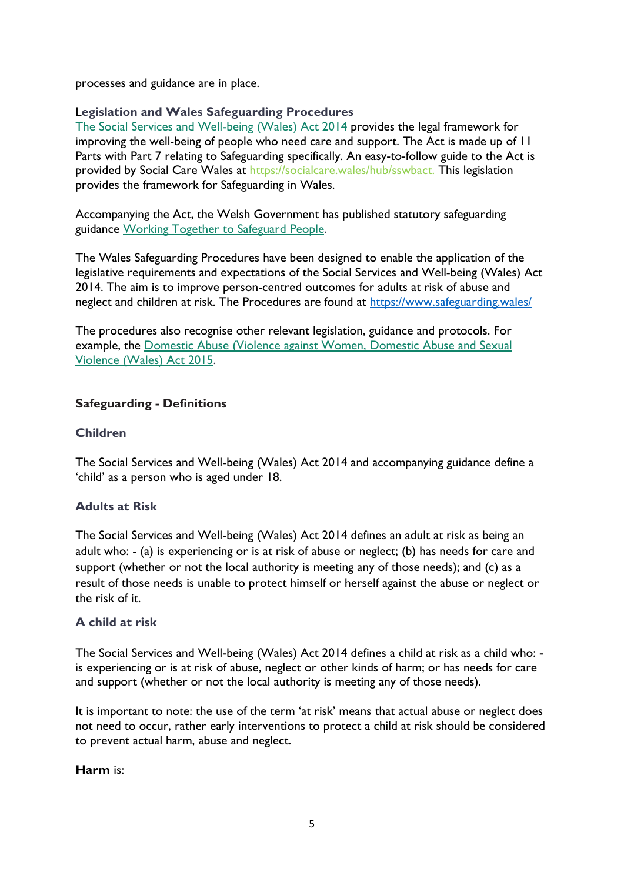processes and guidance are in place.

### Legislation and Wales Safeguarding Procedures

[The Social Services and Well-being (Wales) Act 2014](#) provides the legal framework for improving the well-being of people who need care and support. The Act is made up of 11 Parts with Part 7 relating to Safeguarding specifically. An easy-to-follow guide to the Act is provided by Social Care Wales at https://socialcare.wales/hub/sswbact. This legislation provides the framework for Safeguarding in Wales.

Accompanying the Act, the Welsh Government has published statutory safeguarding guidance [Working Together to Safeguard People](#).

The Wales Safeguarding Procedures have been designed to enable the application of the legislative requirements and expectations of the Social Services and Well-being (Wales) Act 2014. The aim is to improve person-centred outcomes for adults at risk of abuse and neglect and children at risk. The Procedures are found at https://www.safeguarding.wales/

The procedures also recognise other relevant legislation, guidance and protocols. For example, the [Domestic Abuse (Violence against Women, Domestic Abuse and Sexual Violence (Wales) Act 2015](#).

## Safeguarding - Definitions

### Children

The Social Services and Well-being (Wales) Act 2014 and accompanying guidance define a 'child' as a person who is aged under 18.

### Adults at Risk

The Social Services and Well-being (Wales) Act 2014 defines an adult at risk as being an adult who: - (a) is experiencing or is at risk of abuse or neglect; (b) has needs for care and support (whether or not the local authority is meeting any of those needs); and (c) as a result of those needs is unable to protect himself or herself against the abuse or neglect or the risk of it.

### A child at risk

The Social Services and Well-being (Wales) Act 2014 defines a child at risk as a child who: - is experiencing or is at risk of abuse, neglect or other kinds of harm; or has needs for care and support (whether or not the local authority is meeting any of those needs).

It is important to note: the use of the term 'at risk' means that actual abuse or neglect does not need to occur, rather early interventions to protect a child at risk should be considered to prevent actual harm, abuse and neglect.

**Harm** is: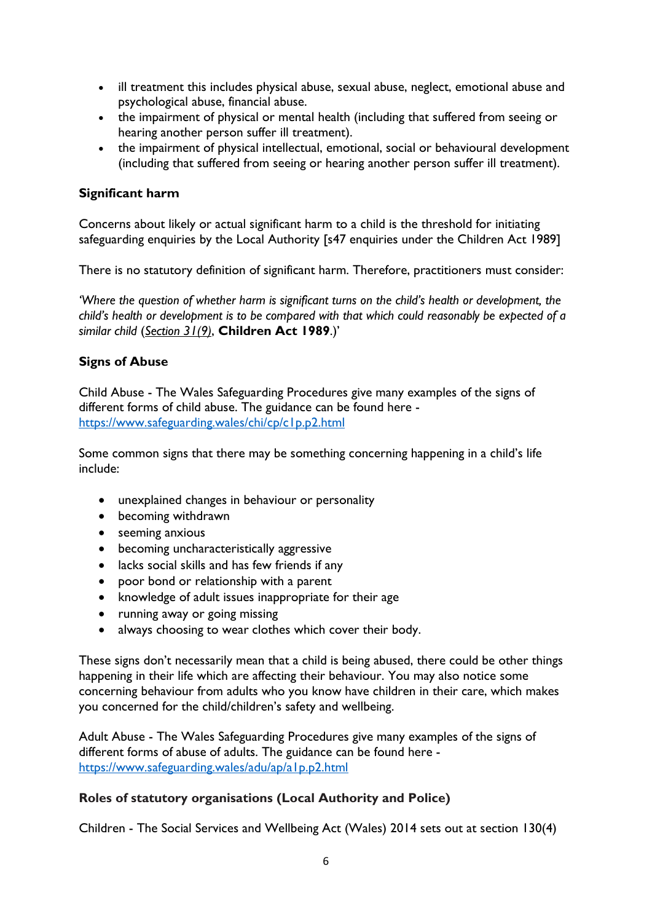- ill treatment this includes physical abuse, sexual abuse, neglect, emotional abuse and psychological abuse, financial abuse.
- the impairment of physical or mental health (including that suffered from seeing or hearing another person suffer ill treatment).
- the impairment of physical intellectual, emotional, social or behavioural development (including that suffered from seeing or hearing another person suffer ill treatment).

**Significant harm**

Concerns about likely or actual significant harm to a child is the threshold for initiating safeguarding enquiries by the Local Authority [s47 enquiries under the Children Act 1989]

There is no statutory definition of significant harm. Therefore, practitioners must consider:

*'Where the question of whether harm is significant turns on the child's health or development, the child's health or development is to be compared with that which could reasonably be expected of a similar child* (*Section 31(9)*, **Children Act 1989**.)'

**Signs of Abuse**

Child Abuse - The Wales Safeguarding Procedures give many examples of the signs of different forms of child abuse. The guidance can be found here - https://www.safeguarding.wales/chi/cp/c1p.p2.html

Some common signs that there may be something concerning happening in a child's life include:

- unexplained changes in behaviour or personality
- becoming withdrawn
- seeming anxious
- becoming uncharacteristically aggressive
- lacks social skills and has few friends if any
- poor bond or relationship with a parent
- knowledge of adult issues inappropriate for their age
- running away or going missing
- always choosing to wear clothes which cover their body.

These signs don't necessarily mean that a child is being abused, there could be other things happening in their life which are affecting their behaviour. You may also notice some concerning behaviour from adults who you know have children in their care, which makes you concerned for the child/children's safety and wellbeing.

Adult Abuse - The Wales Safeguarding Procedures give many examples of the signs of different forms of abuse of adults. The guidance can be found here - https://www.safeguarding.wales/adu/ap/a1p.p2.html

**Roles of statutory organisations (Local Authority and Police)**

Children - The Social Services and Wellbeing Act (Wales) 2014 sets out at section 130(4)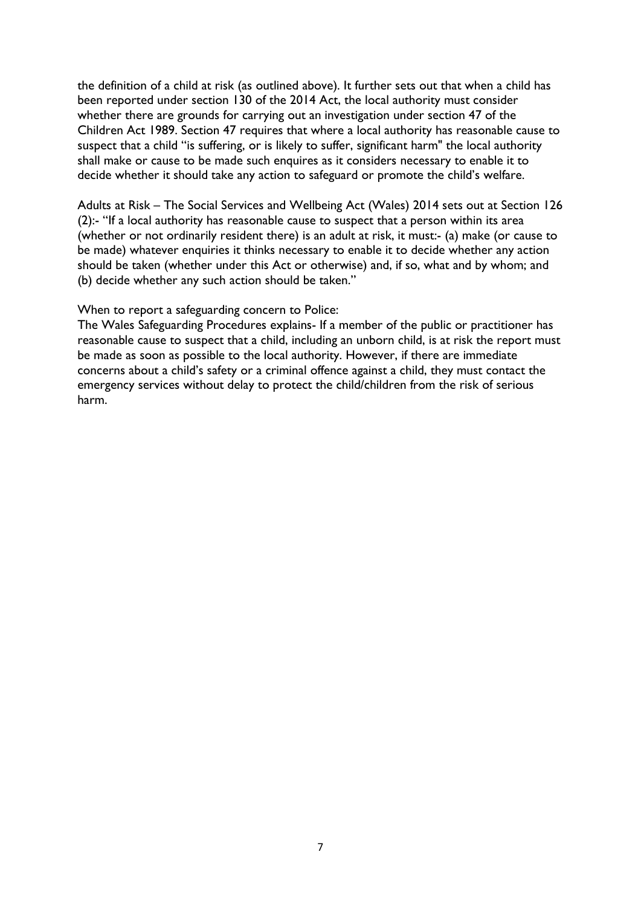the definition of a child at risk (as outlined above). It further sets out that when a child has been reported under section 130 of the 2014 Act, the local authority must consider whether there are grounds for carrying out an investigation under section 47 of the Children Act 1989. Section 47 requires that where a local authority has reasonable cause to suspect that a child "is suffering, or is likely to suffer, significant harm" the local authority shall make or cause to be made such enquires as it considers necessary to enable it to decide whether it should take any action to safeguard or promote the child's welfare.

Adults at Risk – The Social Services and Wellbeing Act (Wales) 2014 sets out at Section 126 (2):- "If a local authority has reasonable cause to suspect that a person within its area (whether or not ordinarily resident there) is an adult at risk, it must:- (a) make (or cause to be made) whatever enquiries it thinks necessary to enable it to decide whether any action should be taken (whether under this Act or otherwise) and, if so, what and by whom; and (b) decide whether any such action should be taken."

When to report a safeguarding concern to Police:
The Wales Safeguarding Procedures explains- If a member of the public or practitioner has reasonable cause to suspect that a child, including an unborn child, is at risk the report must be made as soon as possible to the local authority. However, if there are immediate concerns about a child's safety or a criminal offence against a child, they must contact the emergency services without delay to protect the child/children from the risk of serious harm.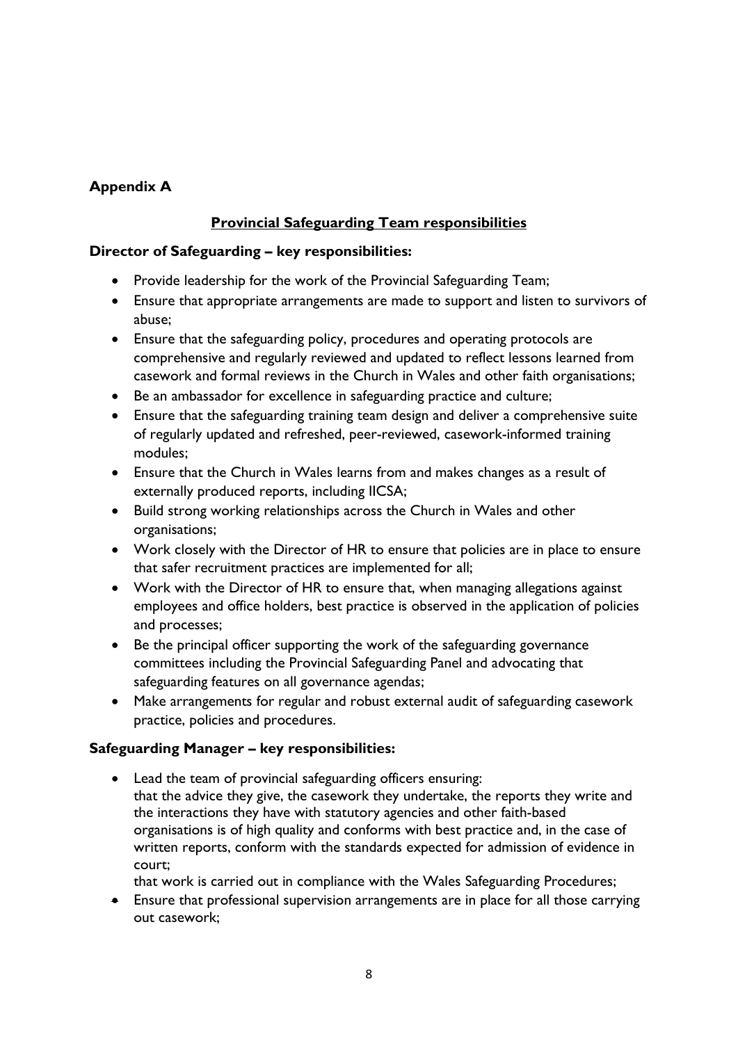## Appendix A

### Provincial Safeguarding Team responsibilities

**Director of Safeguarding – key responsibilities:**

- Provide leadership for the work of the Provincial Safeguarding Team;
- Ensure that appropriate arrangements are made to support and listen to survivors of abuse;
- Ensure that the safeguarding policy, procedures and operating protocols are comprehensive and regularly reviewed and updated to reflect lessons learned from casework and formal reviews in the Church in Wales and other faith organisations;
- Be an ambassador for excellence in safeguarding practice and culture;
- Ensure that the safeguarding training team design and deliver a comprehensive suite of regularly updated and refreshed, peer-reviewed, casework-informed training modules;
- Ensure that the Church in Wales learns from and makes changes as a result of externally produced reports, including IICSA;
- Build strong working relationships across the Church in Wales and other organisations;
- Work closely with the Director of HR to ensure that policies are in place to ensure that safer recruitment practices are implemented for all;
- Work with the Director of HR to ensure that, when managing allegations against employees and office holders, best practice is observed in the application of policies and processes;
- Be the principal officer supporting the work of the safeguarding governance committees including the Provincial Safeguarding Panel and advocating that safeguarding features on all governance agendas;
- Make arrangements for regular and robust external audit of safeguarding casework practice, policies and procedures.

**Safeguarding Manager – key responsibilities:**

- Lead the team of provincial safeguarding officers ensuring:
  that the advice they give, the casework they undertake, the reports they write and the interactions they have with statutory agencies and other faith-based organisations is of high quality and conforms with best practice and, in the case of written reports, conform with the standards expected for admission of evidence in court;
  that work is carried out in compliance with the Wales Safeguarding Procedures;
- Ensure that professional supervision arrangements are in place for all those carrying out casework;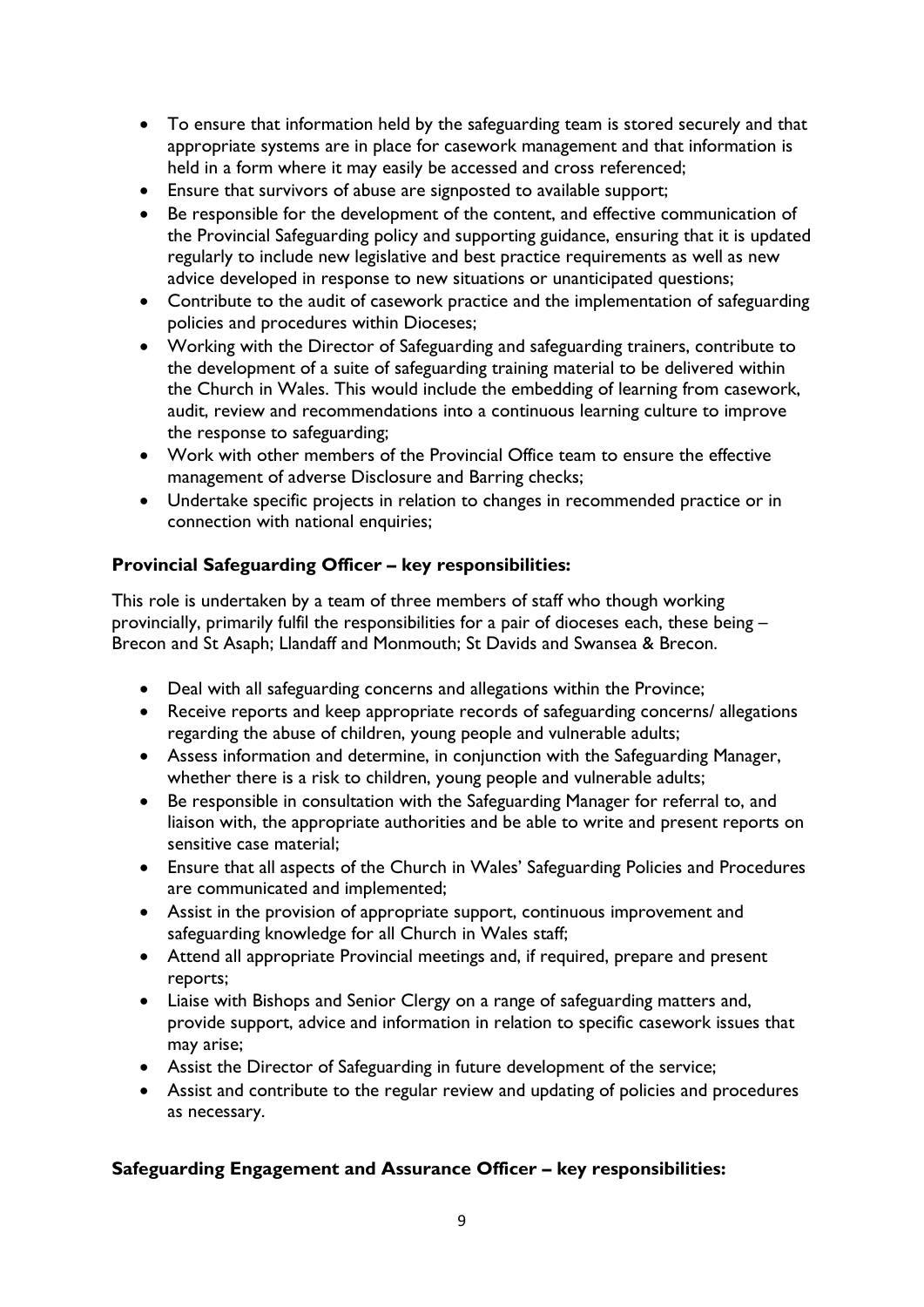- To ensure that information held by the safeguarding team is stored securely and that appropriate systems are in place for casework management and that information is held in a form where it may easily be accessed and cross referenced;
- Ensure that survivors of abuse are signposted to available support;
- Be responsible for the development of the content, and effective communication of the Provincial Safeguarding policy and supporting guidance, ensuring that it is updated regularly to include new legislative and best practice requirements as well as new advice developed in response to new situations or unanticipated questions;
- Contribute to the audit of casework practice and the implementation of safeguarding policies and procedures within Dioceses;
- Working with the Director of Safeguarding and safeguarding trainers, contribute to the development of a suite of safeguarding training material to be delivered within the Church in Wales. This would include the embedding of learning from casework, audit, review and recommendations into a continuous learning culture to improve the response to safeguarding;
- Work with other members of the Provincial Office team to ensure the effective management of adverse Disclosure and Barring checks;
- Undertake specific projects in relation to changes in recommended practice or in connection with national enquiries;

**Provincial Safeguarding Officer – key responsibilities:**

This role is undertaken by a team of three members of staff who though working provincially, primarily fulfil the responsibilities for a pair of dioceses each, these being – Brecon and St Asaph; Llandaff and Monmouth; St Davids and Swansea & Brecon.

- Deal with all safeguarding concerns and allegations within the Province;
- Receive reports and keep appropriate records of safeguarding concerns/ allegations regarding the abuse of children, young people and vulnerable adults;
- Assess information and determine, in conjunction with the Safeguarding Manager, whether there is a risk to children, young people and vulnerable adults;
- Be responsible in consultation with the Safeguarding Manager for referral to, and liaison with, the appropriate authorities and be able to write and present reports on sensitive case material;
- Ensure that all aspects of the Church in Wales' Safeguarding Policies and Procedures are communicated and implemented;
- Assist in the provision of appropriate support, continuous improvement and safeguarding knowledge for all Church in Wales staff;
- Attend all appropriate Provincial meetings and, if required, prepare and present reports;
- Liaise with Bishops and Senior Clergy on a range of safeguarding matters and, provide support, advice and information in relation to specific casework issues that may arise;
- Assist the Director of Safeguarding in future development of the service;
- Assist and contribute to the regular review and updating of policies and procedures as necessary.

**Safeguarding Engagement and Assurance Officer – key responsibilities:**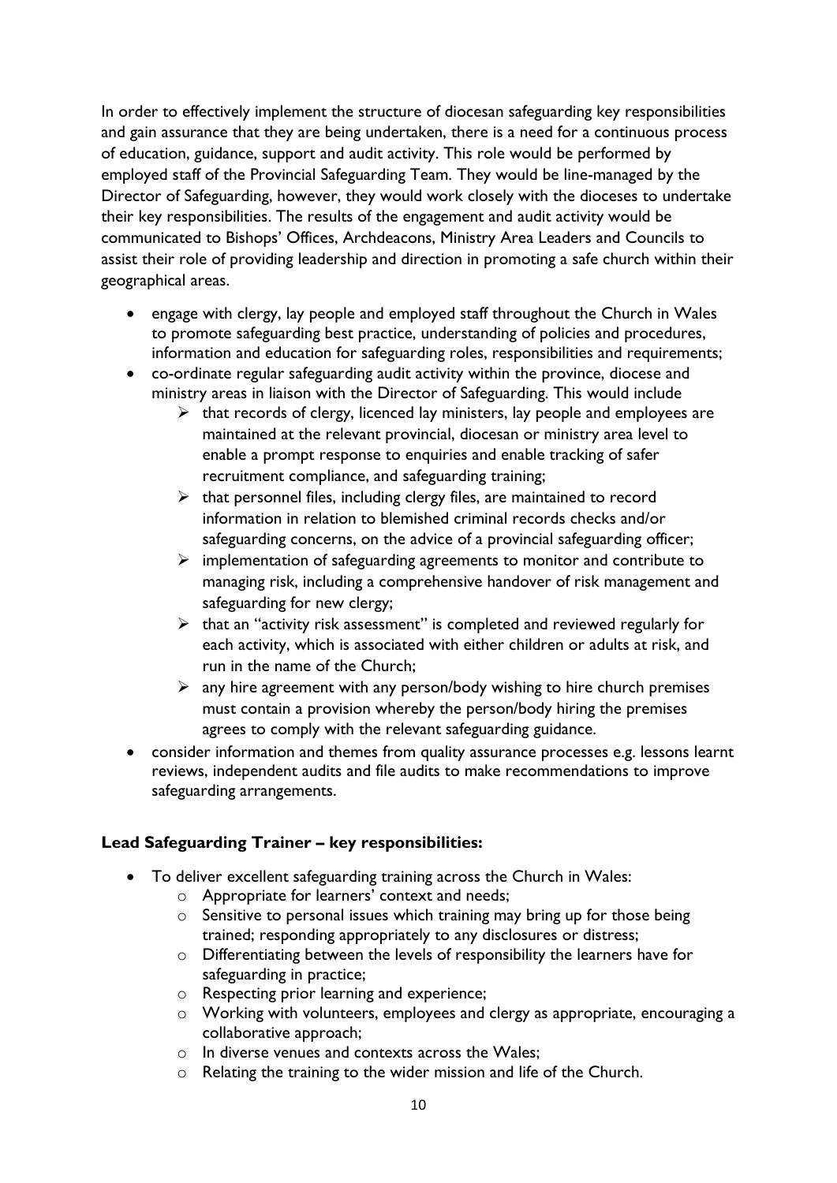In order to effectively implement the structure of diocesan safeguarding key responsibilities and gain assurance that they are being undertaken, there is a need for a continuous process of education, guidance, support and audit activity. This role would be performed by employed staff of the Provincial Safeguarding Team. They would be line-managed by the Director of Safeguarding, however, they would work closely with the dioceses to undertake their key responsibilities. The results of the engagement and audit activity would be communicated to Bishops' Offices, Archdeacons, Ministry Area Leaders and Councils to assist their role of providing leadership and direction in promoting a safe church within their geographical areas.

- engage with clergy, lay people and employed staff throughout the Church in Wales to promote safeguarding best practice, understanding of policies and procedures, information and education for safeguarding roles, responsibilities and requirements;
- co-ordinate regular safeguarding audit activity within the province, diocese and ministry areas in liaison with the Director of Safeguarding. This would include
  - that records of clergy, licenced lay ministers, lay people and employees are maintained at the relevant provincial, diocesan or ministry area level to enable a prompt response to enquiries and enable tracking of safer recruitment compliance, and safeguarding training;
  - that personnel files, including clergy files, are maintained to record information in relation to blemished criminal records checks and/or safeguarding concerns, on the advice of a provincial safeguarding officer;
  - implementation of safeguarding agreements to monitor and contribute to managing risk, including a comprehensive handover of risk management and safeguarding for new clergy;
  - that an "activity risk assessment" is completed and reviewed regularly for each activity, which is associated with either children or adults at risk, and run in the name of the Church;
  - any hire agreement with any person/body wishing to hire church premises must contain a provision whereby the person/body hiring the premises agrees to comply with the relevant safeguarding guidance.
- consider information and themes from quality assurance processes e.g. lessons learnt reviews, independent audits and file audits to make recommendations to improve safeguarding arrangements.

**Lead Safeguarding Trainer – key responsibilities:**

- To deliver excellent safeguarding training across the Church in Wales:
  - Appropriate for learners' context and needs;
  - Sensitive to personal issues which training may bring up for those being trained; responding appropriately to any disclosures or distress;
  - Differentiating between the levels of responsibility the learners have for safeguarding in practice;
  - Respecting prior learning and experience;
  - Working with volunteers, employees and clergy as appropriate, encouraging a collaborative approach;
  - In diverse venues and contexts across the Wales;
  - Relating the training to the wider mission and life of the Church.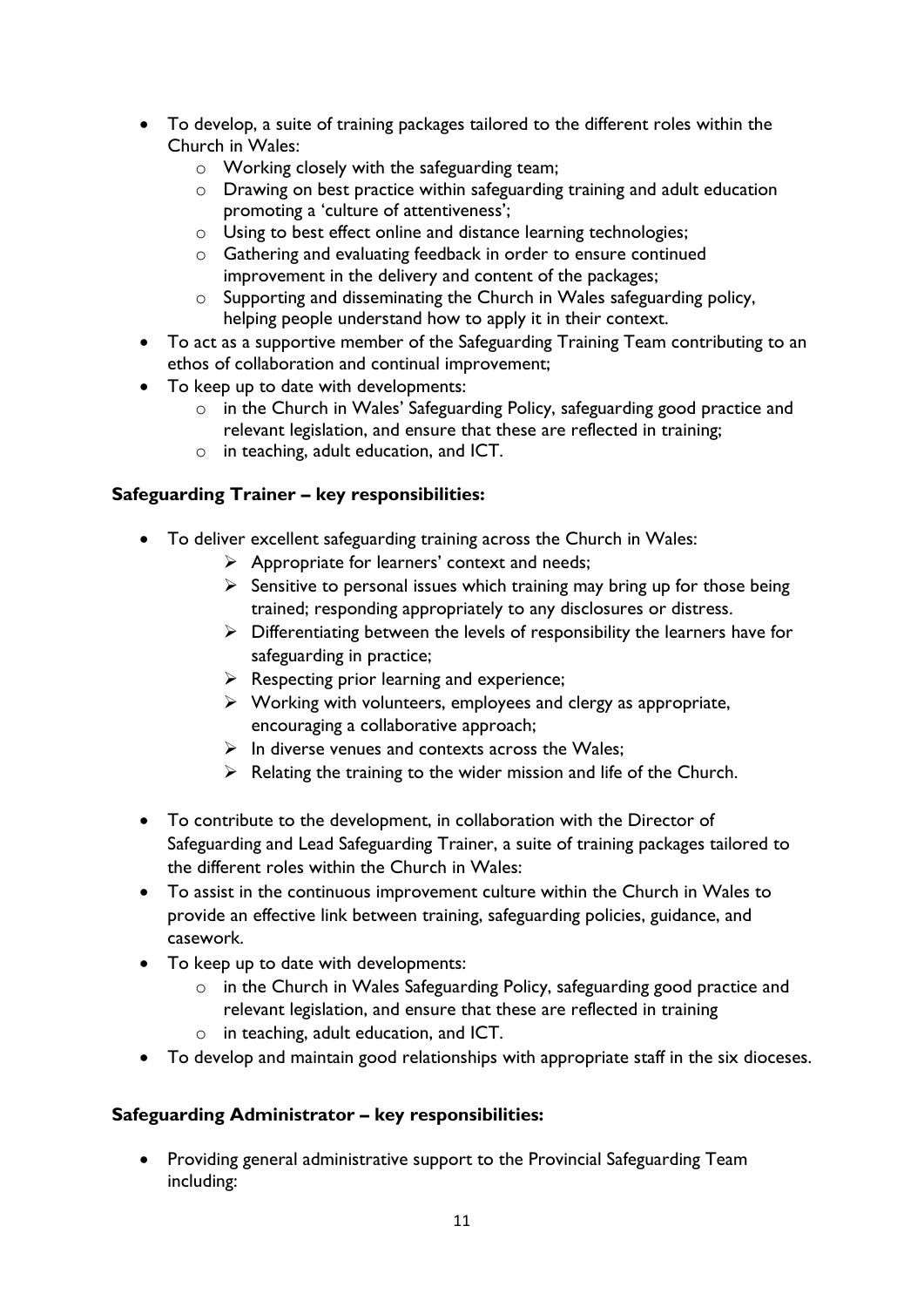- To develop, a suite of training packages tailored to the different roles within the Church in Wales:
    - Working closely with the safeguarding team;
    - Drawing on best practice within safeguarding training and adult education promoting a 'culture of attentiveness';
    - Using to best effect online and distance learning technologies;
    - Gathering and evaluating feedback in order to ensure continued improvement in the delivery and content of the packages;
    - Supporting and disseminating the Church in Wales safeguarding policy, helping people understand how to apply it in their context.
- To act as a supportive member of the Safeguarding Training Team contributing to an ethos of collaboration and continual improvement;
- To keep up to date with developments:
    - in the Church in Wales' Safeguarding Policy, safeguarding good practice and relevant legislation, and ensure that these are reflected in training;
    - in teaching, adult education, and ICT.

**Safeguarding Trainer – key responsibilities:**

- To deliver excellent safeguarding training across the Church in Wales:
    - Appropriate for learners' context and needs;
    - Sensitive to personal issues which training may bring up for those being trained; responding appropriately to any disclosures or distress.
    - Differentiating between the levels of responsibility the learners have for safeguarding in practice;
    - Respecting prior learning and experience;
    - Working with volunteers, employees and clergy as appropriate, encouraging a collaborative approach;
    - In diverse venues and contexts across the Wales;
    - Relating the training to the wider mission and life of the Church.
- To contribute to the development, in collaboration with the Director of Safeguarding and Lead Safeguarding Trainer, a suite of training packages tailored to the different roles within the Church in Wales:
- To assist in the continuous improvement culture within the Church in Wales to provide an effective link between training, safeguarding policies, guidance, and casework.
- To keep up to date with developments:
    - in the Church in Wales Safeguarding Policy, safeguarding good practice and relevant legislation, and ensure that these are reflected in training
    - in teaching, adult education, and ICT.
- To develop and maintain good relationships with appropriate staff in the six dioceses.

**Safeguarding Administrator – key responsibilities:**

- Providing general administrative support to the Provincial Safeguarding Team including: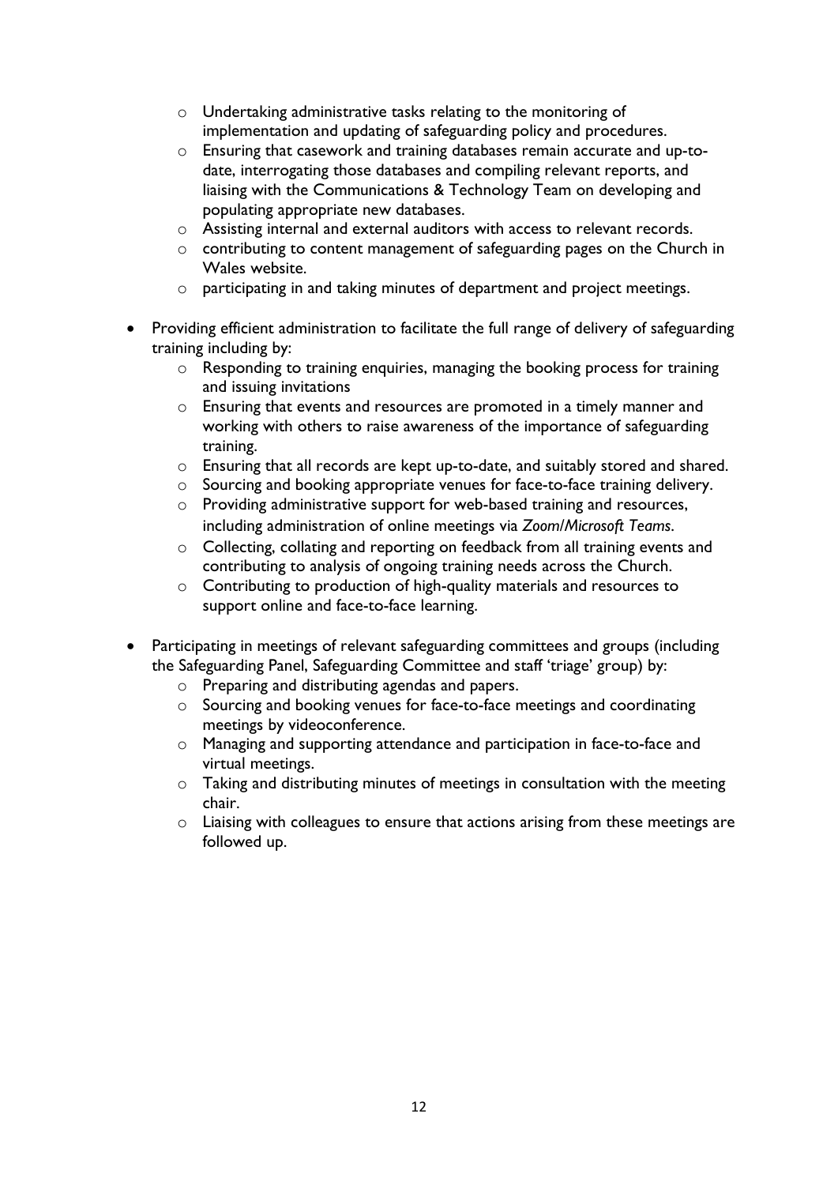- Undertaking administrative tasks relating to the monitoring of implementation and updating of safeguarding policy and procedures.
  - Ensuring that casework and training databases remain accurate and up-to-date, interrogating those databases and compiling relevant reports, and liaising with the Communications & Technology Team on developing and populating appropriate new databases.
  - Assisting internal and external auditors with access to relevant records.
  - contributing to content management of safeguarding pages on the Church in Wales website.
  - participating in and taking minutes of department and project meetings.

- Providing efficient administration to facilitate the full range of delivery of safeguarding training including by:
  - Responding to training enquiries, managing the booking process for training and issuing invitations
  - Ensuring that events and resources are promoted in a timely manner and working with others to raise awareness of the importance of safeguarding training.
  - Ensuring that all records are kept up-to-date, and suitably stored and shared.
  - Sourcing and booking appropriate venues for face-to-face training delivery.
  - Providing administrative support for web-based training and resources, including administration of online meetings via *Zoom/Microsoft Teams*.
  - Collecting, collating and reporting on feedback from all training events and contributing to analysis of ongoing training needs across the Church.
  - Contributing to production of high-quality materials and resources to support online and face-to-face learning.

- Participating in meetings of relevant safeguarding committees and groups (including the Safeguarding Panel, Safeguarding Committee and staff 'triage' group) by:
  - Preparing and distributing agendas and papers.
  - Sourcing and booking venues for face-to-face meetings and coordinating meetings by videoconference.
  - Managing and supporting attendance and participation in face-to-face and virtual meetings.
  - Taking and distributing minutes of meetings in consultation with the meeting chair.
  - Liaising with colleagues to ensure that actions arising from these meetings are followed up.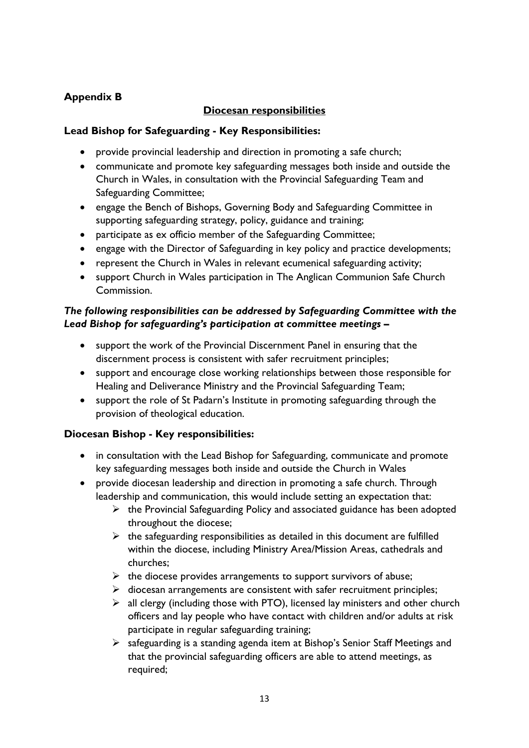**Appendix B**

## Diocesan responsibilities

### Lead Bishop for Safeguarding - Key Responsibilities:

- provide provincial leadership and direction in promoting a safe church;
- communicate and promote key safeguarding messages both inside and outside the Church in Wales, in consultation with the Provincial Safeguarding Team and Safeguarding Committee;
- engage the Bench of Bishops, Governing Body and Safeguarding Committee in supporting safeguarding strategy, policy, guidance and training;
- participate as ex officio member of the Safeguarding Committee;
- engage with the Director of Safeguarding in key policy and practice developments;
- represent the Church in Wales in relevant ecumenical safeguarding activity;
- support Church in Wales participation in The Anglican Communion Safe Church Commission.

***The following responsibilities can be addressed by Safeguarding Committee with the Lead Bishop for safeguarding's participation at committee meetings –***

- support the work of the Provincial Discernment Panel in ensuring that the discernment process is consistent with safer recruitment principles;
- support and encourage close working relationships between those responsible for Healing and Deliverance Ministry and the Provincial Safeguarding Team;
- support the role of St Padarn's Institute in promoting safeguarding through the provision of theological education.

### Diocesan Bishop - Key responsibilities:

- in consultation with the Lead Bishop for Safeguarding, communicate and promote key safeguarding messages both inside and outside the Church in Wales
- provide diocesan leadership and direction in promoting a safe church. Through leadership and communication, this would include setting an expectation that:
  - the Provincial Safeguarding Policy and associated guidance has been adopted throughout the diocese;
  - the safeguarding responsibilities as detailed in this document are fulfilled within the diocese, including Ministry Area/Mission Areas, cathedrals and churches;
  - the diocese provides arrangements to support survivors of abuse;
  - diocesan arrangements are consistent with safer recruitment principles;
  - all clergy (including those with PTO), licensed lay ministers and other church officers and lay people who have contact with children and/or adults at risk participate in regular safeguarding training;
  - safeguarding is a standing agenda item at Bishop's Senior Staff Meetings and that the provincial safeguarding officers are able to attend meetings, as required;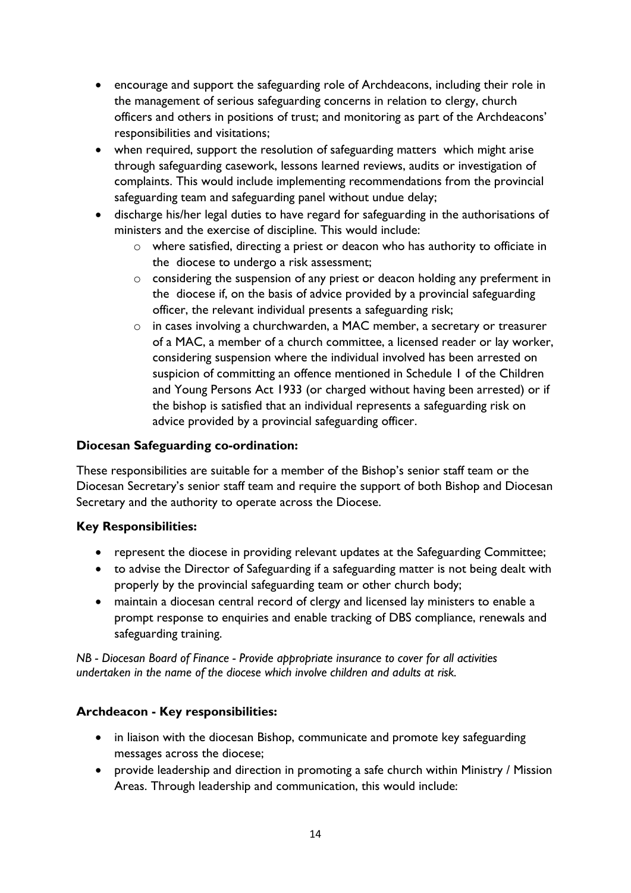- encourage and support the safeguarding role of Archdeacons, including their role in the management of serious safeguarding concerns in relation to clergy, church officers and others in positions of trust; and monitoring as part of the Archdeacons' responsibilities and visitations;
- when required, support the resolution of safeguarding matters which might arise through safeguarding casework, lessons learned reviews, audits or investigation of complaints. This would include implementing recommendations from the provincial safeguarding team and safeguarding panel without undue delay;
- discharge his/her legal duties to have regard for safeguarding in the authorisations of ministers and the exercise of discipline. This would include:
    - where satisfied, directing a priest or deacon who has authority to officiate in the diocese to undergo a risk assessment;
    - considering the suspension of any priest or deacon holding any preferment in the diocese if, on the basis of advice provided by a provincial safeguarding officer, the relevant individual presents a safeguarding risk;
    - in cases involving a churchwarden, a MAC member, a secretary or treasurer of a MAC, a member of a church committee, a licensed reader or lay worker, considering suspension where the individual involved has been arrested on suspicion of committing an offence mentioned in Schedule 1 of the Children and Young Persons Act 1933 (or charged without having been arrested) or if the bishop is satisfied that an individual represents a safeguarding risk on advice provided by a provincial safeguarding officer.

**Diocesan Safeguarding co-ordination:**

These responsibilities are suitable for a member of the Bishop's senior staff team or the Diocesan Secretary's senior staff team and require the support of both Bishop and Diocesan Secretary and the authority to operate across the Diocese.

**Key Responsibilities:**

- represent the diocese in providing relevant updates at the Safeguarding Committee;
- to advise the Director of Safeguarding if a safeguarding matter is not being dealt with properly by the provincial safeguarding team or other church body;
- maintain a diocesan central record of clergy and licensed lay ministers to enable a prompt response to enquiries and enable tracking of DBS compliance, renewals and safeguarding training.

*NB - Diocesan Board of Finance - Provide appropriate insurance to cover for all activities undertaken in the name of the diocese which involve children and adults at risk.*

**Archdeacon - Key responsibilities:**

- in liaison with the diocesan Bishop, communicate and promote key safeguarding messages across the diocese;
- provide leadership and direction in promoting a safe church within Ministry / Mission Areas. Through leadership and communication, this would include: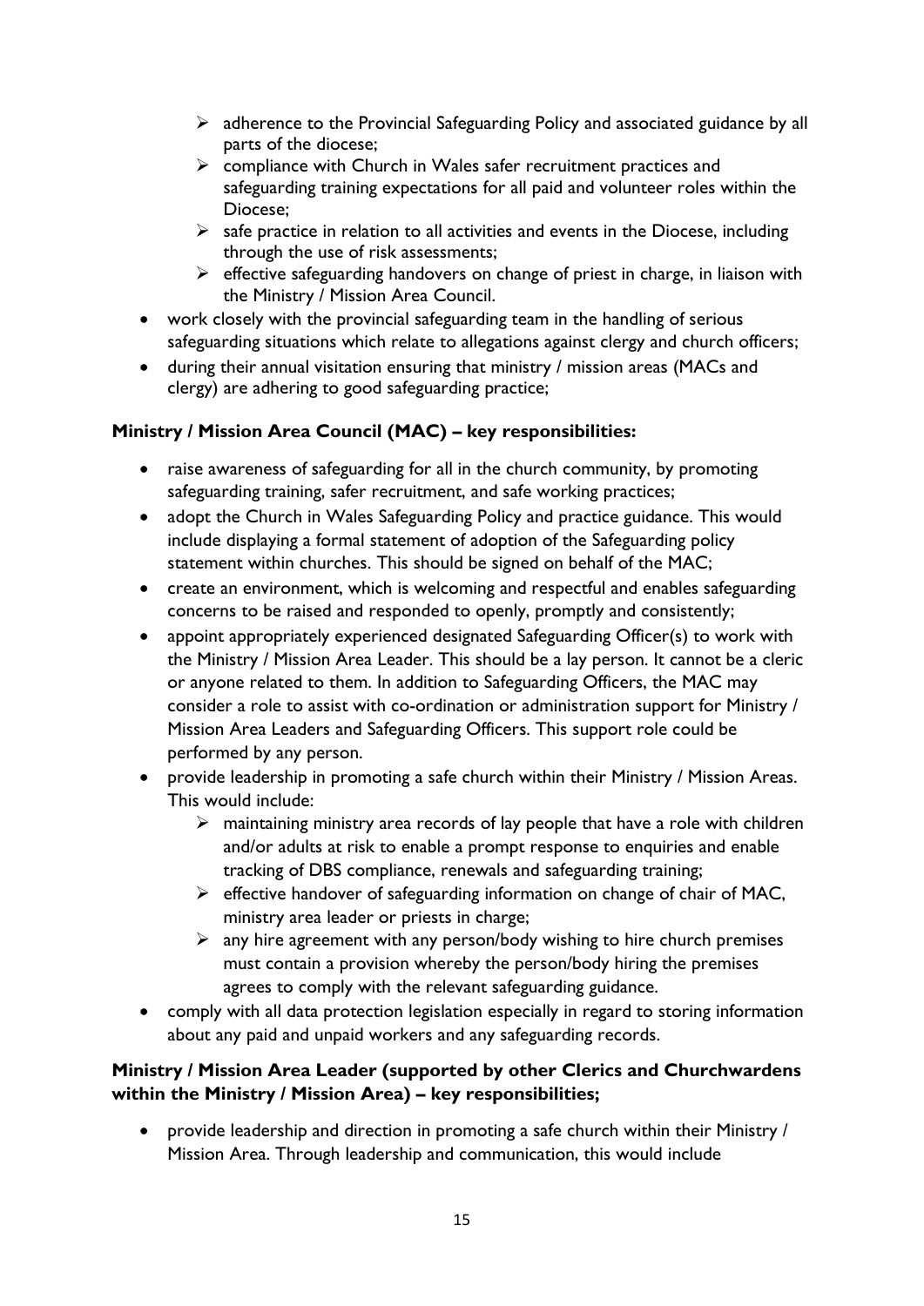- adherence to the Provincial Safeguarding Policy and associated guidance by all parts of the diocese;
    - compliance with Church in Wales safer recruitment practices and safeguarding training expectations for all paid and volunteer roles within the Diocese;
    - safe practice in relation to all activities and events in the Diocese, including through the use of risk assessments;
    - effective safeguarding handovers on change of priest in charge, in liaison with the Ministry / Mission Area Council.
- work closely with the provincial safeguarding team in the handling of serious safeguarding situations which relate to allegations against clergy and church officers;
- during their annual visitation ensuring that ministry / mission areas (MACs and clergy) are adhering to good safeguarding practice;

**Ministry / Mission Area Council (MAC) – key responsibilities:**

- raise awareness of safeguarding for all in the church community, by promoting safeguarding training, safer recruitment, and safe working practices;
- adopt the Church in Wales Safeguarding Policy and practice guidance. This would include displaying a formal statement of adoption of the Safeguarding policy statement within churches. This should be signed on behalf of the MAC;
- create an environment, which is welcoming and respectful and enables safeguarding concerns to be raised and responded to openly, promptly and consistently;
- appoint appropriately experienced designated Safeguarding Officer(s) to work with the Ministry / Mission Area Leader. This should be a lay person. It cannot be a cleric or anyone related to them. In addition to Safeguarding Officers, the MAC may consider a role to assist with co-ordination or administration support for Ministry / Mission Area Leaders and Safeguarding Officers. This support role could be performed by any person.
- provide leadership in promoting a safe church within their Ministry / Mission Areas. This would include:
    - maintaining ministry area records of lay people that have a role with children and/or adults at risk to enable a prompt response to enquiries and enable tracking of DBS compliance, renewals and safeguarding training;
    - effective handover of safeguarding information on change of chair of MAC, ministry area leader or priests in charge;
    - any hire agreement with any person/body wishing to hire church premises must contain a provision whereby the person/body hiring the premises agrees to comply with the relevant safeguarding guidance.
- comply with all data protection legislation especially in regard to storing information about any paid and unpaid workers and any safeguarding records.

**Ministry / Mission Area Leader (supported by other Clerics and Churchwardens within the Ministry / Mission Area) – key responsibilities;**

- provide leadership and direction in promoting a safe church within their Ministry / Mission Area. Through leadership and communication, this would include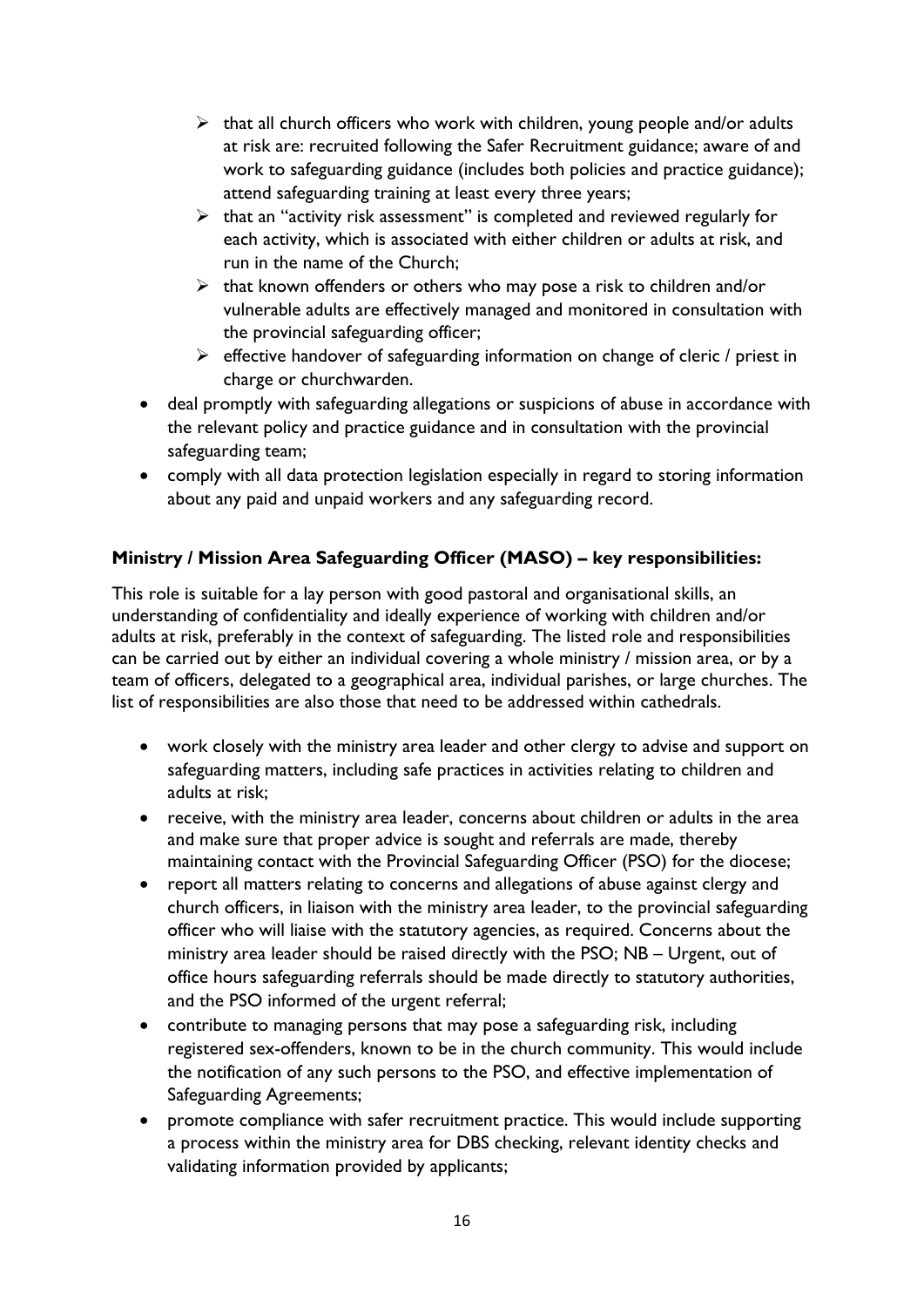- that all church officers who work with children, young people and/or adults at risk are: recruited following the Safer Recruitment guidance; aware of and work to safeguarding guidance (includes both policies and practice guidance); attend safeguarding training at least every three years;
   - that an "activity risk assessment" is completed and reviewed regularly for each activity, which is associated with either children or adults at risk, and run in the name of the Church;
   - that known offenders or others who may pose a risk to children and/or vulnerable adults are effectively managed and monitored in consultation with the provincial safeguarding officer;
   - effective handover of safeguarding information on change of cleric / priest in charge or churchwarden.
- deal promptly with safeguarding allegations or suspicions of abuse in accordance with the relevant policy and practice guidance and in consultation with the provincial safeguarding team;
- comply with all data protection legislation especially in regard to storing information about any paid and unpaid workers and any safeguarding record.

**Ministry / Mission Area Safeguarding Officer (MASO) – key responsibilities:**

This role is suitable for a lay person with good pastoral and organisational skills, an understanding of confidentiality and ideally experience of working with children and/or adults at risk, preferably in the context of safeguarding. The listed role and responsibilities can be carried out by either an individual covering a whole ministry / mission area, or by a team of officers, delegated to a geographical area, individual parishes, or large churches. The list of responsibilities are also those that need to be addressed within cathedrals.

- work closely with the ministry area leader and other clergy to advise and support on safeguarding matters, including safe practices in activities relating to children and adults at risk;
- receive, with the ministry area leader, concerns about children or adults in the area and make sure that proper advice is sought and referrals are made, thereby maintaining contact with the Provincial Safeguarding Officer (PSO) for the diocese;
- report all matters relating to concerns and allegations of abuse against clergy and church officers, in liaison with the ministry area leader, to the provincial safeguarding officer who will liaise with the statutory agencies, as required. Concerns about the ministry area leader should be raised directly with the PSO; NB – Urgent, out of office hours safeguarding referrals should be made directly to statutory authorities, and the PSO informed of the urgent referral;
- contribute to managing persons that may pose a safeguarding risk, including registered sex-offenders, known to be in the church community. This would include the notification of any such persons to the PSO, and effective implementation of Safeguarding Agreements;
- promote compliance with safer recruitment practice. This would include supporting a process within the ministry area for DBS checking, relevant identity checks and validating information provided by applicants;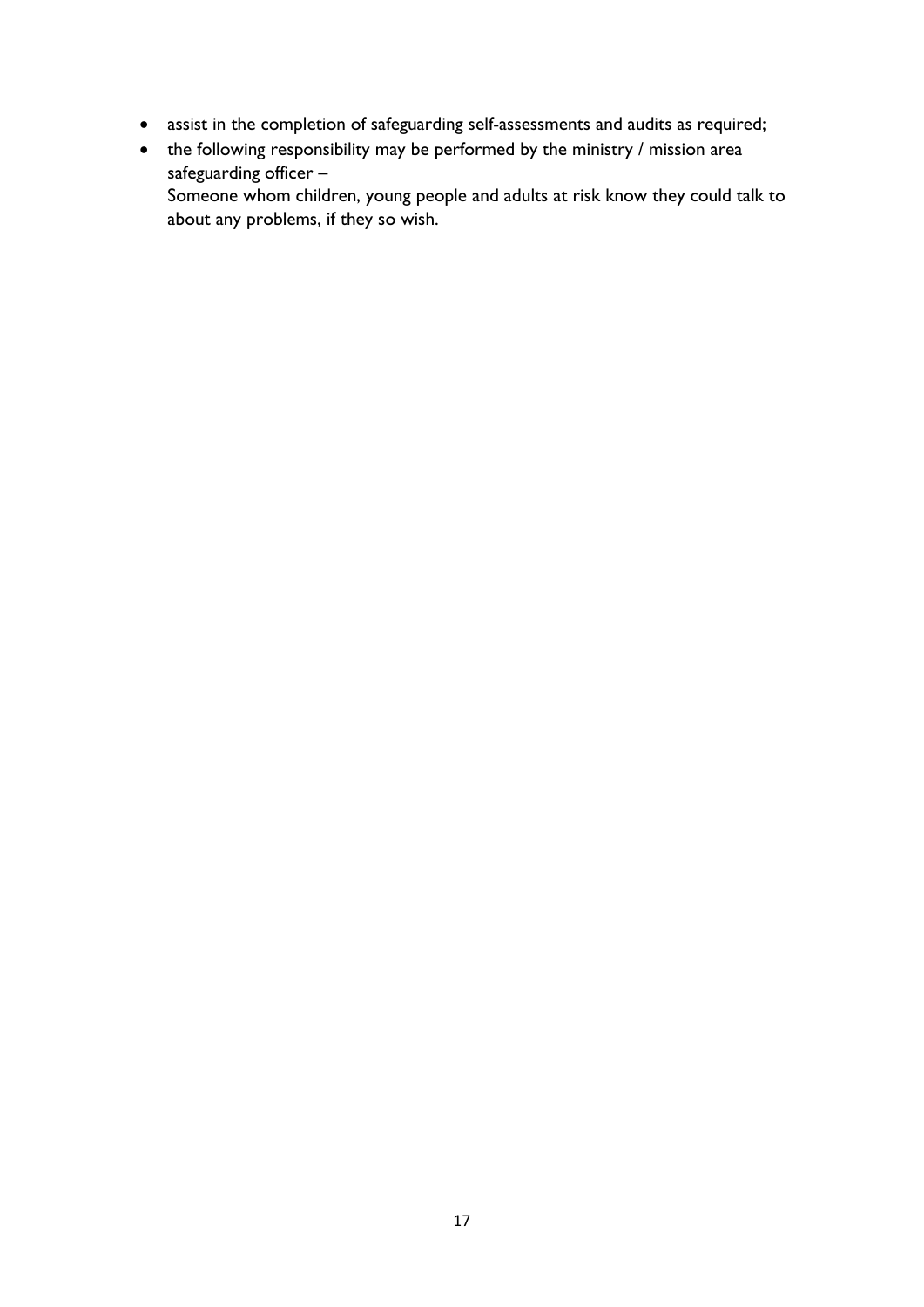- assist in the completion of safeguarding self-assessments and audits as required;
- the following responsibility may be performed by the ministry / mission area safeguarding officer –
  Someone whom children, young people and adults at risk know they could talk to about any problems, if they so wish.